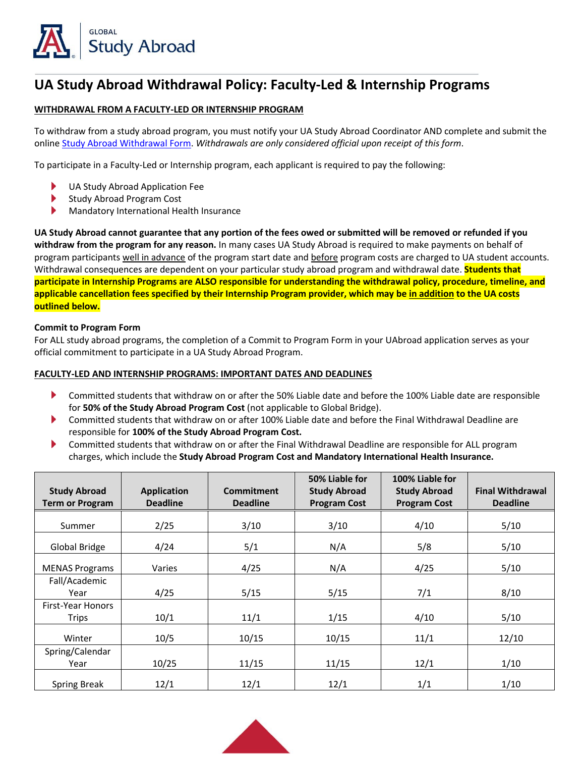GLOBAL
Study Abroad

# UA Study Abroad Withdrawal Policy: Faculty-Led & Internship Programs

## WITHDRAWAL FROM A FACULTY-LED OR INTERNSHIP PROGRAM

To withdraw from a study abroad program, you must notify your UA Study Abroad Coordinator AND complete and submit the online Study Abroad Withdrawal Form. *Withdrawals are only considered official upon receipt of this form*.

To participate in a Faculty-Led or Internship program, each applicant is required to pay the following:

- UA Study Abroad Application Fee
- Study Abroad Program Cost
- Mandatory International Health Insurance

**UA Study Abroad cannot guarantee that any portion of the fees owed or submitted will be removed or refunded if you withdraw from the program for any reason.** In many cases UA Study Abroad is required to make payments on behalf of program participants well in advance of the program start date and before program costs are charged to UA student accounts. Withdrawal consequences are dependent on your particular study abroad program and withdrawal date. **Students that participate in Internship Programs are ALSO responsible for understanding the withdrawal policy, procedure, timeline, and applicable cancellation fees specified by their Internship Program provider, which may be in addition to the UA costs outlined below.**

**Commit to Program Form**
For ALL study abroad programs, the completion of a Commit to Program Form in your UAbroad application serves as your official commitment to participate in a UA Study Abroad Program.

## FACULTY-LED AND INTERNSHIP PROGRAMS: IMPORTANT DATES AND DEADLINES

- Committed students that withdraw on or after the 50% Liable date and before the 100% Liable date are responsible for **50% of the Study Abroad Program Cost** (not applicable to Global Bridge).
- Committed students that withdraw on or after 100% Liable date and before the Final Withdrawal Deadline are responsible for **100% of the Study Abroad Program Cost.**
- Committed students that withdraw on or after the Final Withdrawal Deadline are responsible for ALL program charges, which include the **Study Abroad Program Cost and Mandatory International Health Insurance.**

| Study Abroad Term or Program | Application Deadline | Commitment Deadline | 50% Liable for Study Abroad Program Cost | 100% Liable for Study Abroad Program Cost | Final Withdrawal Deadline |
|---|---|---|---|---|---|
| Summer | 2/25 | 3/10 | 3/10 | 4/10 | 5/10 |
| Global Bridge | 4/24 | 5/1 | N/A | 5/8 | 5/10 |
| MENAS Programs | Varies | 4/25 | N/A | 4/25 | 5/10 |
| Fall/Academic Year | 4/25 | 5/15 | 5/15 | 7/1 | 8/10 |
| First-Year Honors Trips | 10/1 | 11/1 | 1/15 | 4/10 | 5/10 |
| Winter | 10/5 | 10/15 | 10/15 | 11/1 | 12/10 |
| Spring/Calendar Year | 10/25 | 11/15 | 11/15 | 12/1 | 1/10 |
| Spring Break | 12/1 | 12/1 | 12/1 | 1/1 | 1/10 |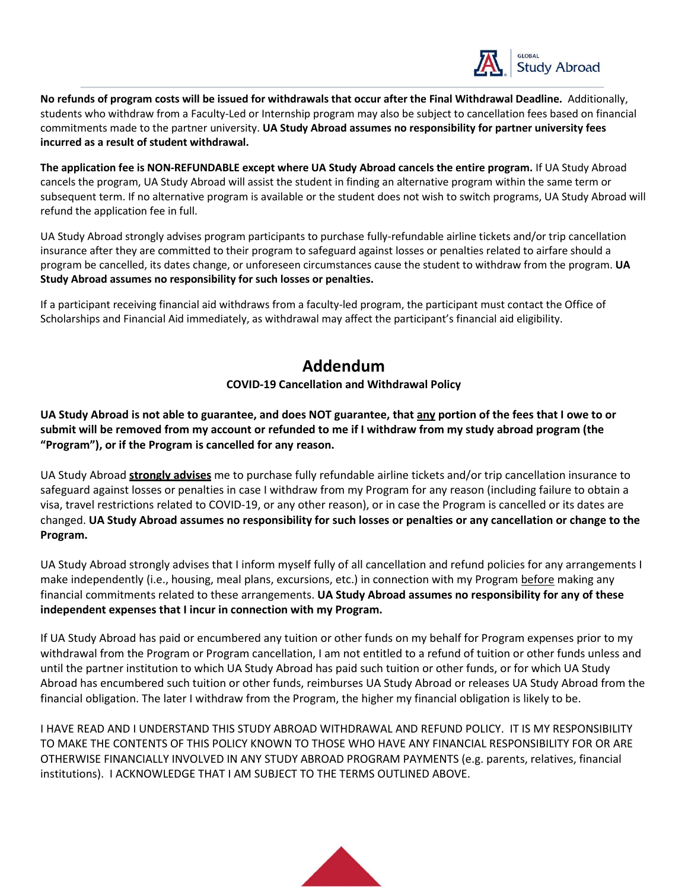**No refunds of program costs will be issued for withdrawals that occur after the Final Withdrawal Deadline.** Additionally, students who withdraw from a Faculty-Led or Internship program may also be subject to cancellation fees based on financial commitments made to the partner university. **UA Study Abroad assumes no responsibility for partner university fees incurred as a result of student withdrawal.**

**The application fee is NON-REFUNDABLE except where UA Study Abroad cancels the entire program.** If UA Study Abroad cancels the program, UA Study Abroad will assist the student in finding an alternative program within the same term or subsequent term. If no alternative program is available or the student does not wish to switch programs, UA Study Abroad will refund the application fee in full.

UA Study Abroad strongly advises program participants to purchase fully-refundable airline tickets and/or trip cancellation insurance after they are committed to their program to safeguard against losses or penalties related to airfare should a program be cancelled, its dates change, or unforeseen circumstances cause the student to withdraw from the program. **UA Study Abroad assumes no responsibility for such losses or penalties.**

If a participant receiving financial aid withdraws from a faculty-led program, the participant must contact the Office of Scholarships and Financial Aid immediately, as withdrawal may affect the participant's financial aid eligibility.

## Addendum

### COVID-19 Cancellation and Withdrawal Policy

**UA Study Abroad is not able to guarantee, and does NOT guarantee, that any portion of the fees that I owe to or submit will be removed from my account or refunded to me if I withdraw from my study abroad program (the "Program"), or if the Program is cancelled for any reason.**

UA Study Abroad **strongly advises** me to purchase fully refundable airline tickets and/or trip cancellation insurance to safeguard against losses or penalties in case I withdraw from my Program for any reason (including failure to obtain a visa, travel restrictions related to COVID-19, or any other reason), or in case the Program is cancelled or its dates are changed. **UA Study Abroad assumes no responsibility for such losses or penalties or any cancellation or change to the Program.**

UA Study Abroad strongly advises that I inform myself fully of all cancellation and refund policies for any arrangements I make independently (i.e., housing, meal plans, excursions, etc.) in connection with my Program before making any financial commitments related to these arrangements. **UA Study Abroad assumes no responsibility for any of these independent expenses that I incur in connection with my Program.**

If UA Study Abroad has paid or encumbered any tuition or other funds on my behalf for Program expenses prior to my withdrawal from the Program or Program cancellation, I am not entitled to a refund of tuition or other funds unless and until the partner institution to which UA Study Abroad has paid such tuition or other funds, or for which UA Study Abroad has encumbered such tuition or other funds, reimburses UA Study Abroad or releases UA Study Abroad from the financial obligation. The later I withdraw from the Program, the higher my financial obligation is likely to be.

I HAVE READ AND I UNDERSTAND THIS STUDY ABROAD WITHDRAWAL AND REFUND POLICY. IT IS MY RESPONSIBILITY TO MAKE THE CONTENTS OF THIS POLICY KNOWN TO THOSE WHO HAVE ANY FINANCIAL RESPONSIBILITY FOR OR ARE OTHERWISE FINANCIALLY INVOLVED IN ANY STUDY ABROAD PROGRAM PAYMENTS (e.g. parents, relatives, financial institutions). I ACKNOWLEDGE THAT I AM SUBJECT TO THE TERMS OUTLINED ABOVE.